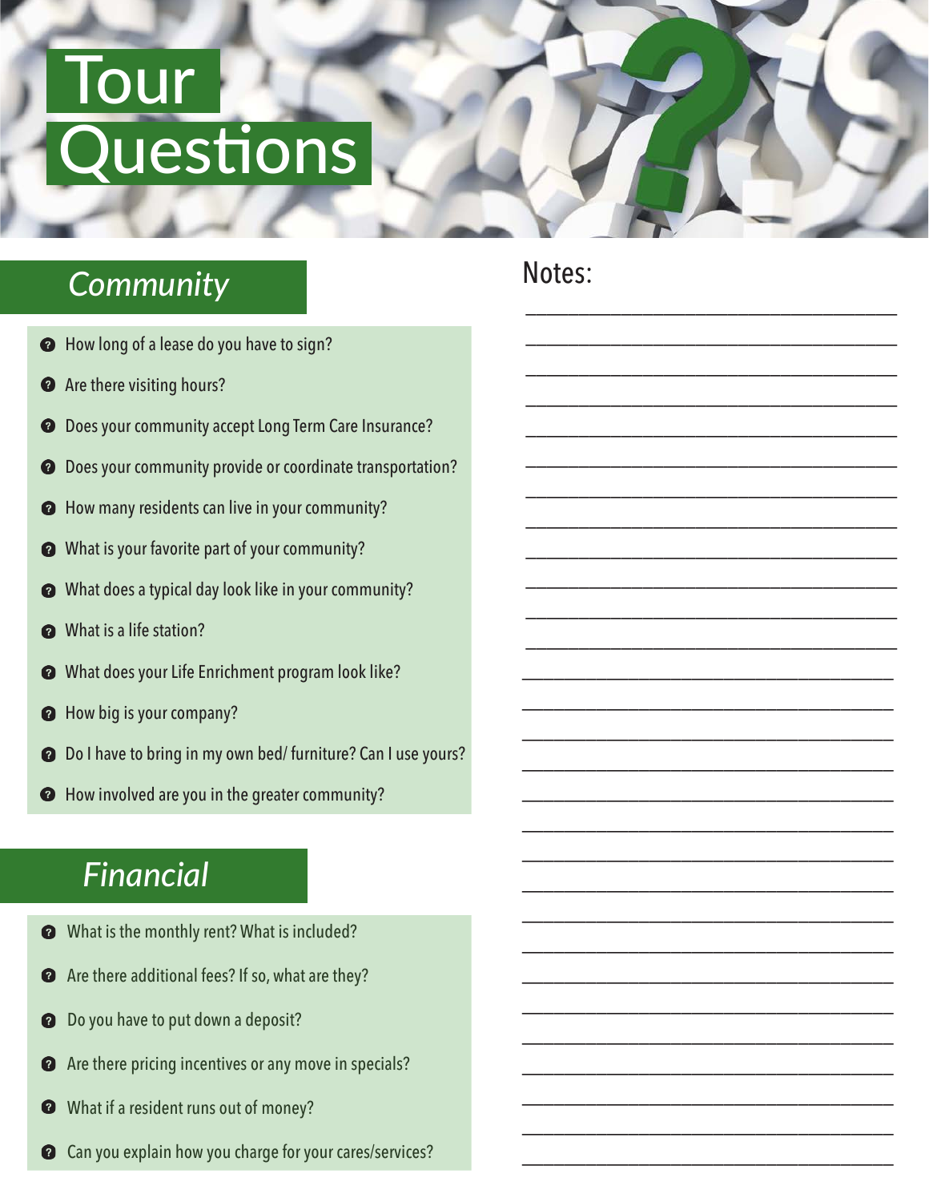# Tour Questions

## Community

- How long of a lease do you have to sign?
- Are there visiting hours?
- Does your community accept Long Term Care Insurance?
- Does your community provide or coordinate transportation?
- How many residents can live in your community?
- What is your favorite part of your community?
- What does a typical day look like in your community?
- What is a life station?
- What does your Life Enrichment program look like?
- How big is your company?
- Do I have to bring in my own bed/ furniture? Can I use yours?
- How involved are you in the greater community?

## Financial

- What is the monthly rent? What is included?
- Are there additional fees? If so, what are they?
- Do you have to put down a deposit?
- Are there pricing incentives or any move in specials?
- What if a resident runs out of money?
- Can you explain how you charge for your cares/services?

Notes: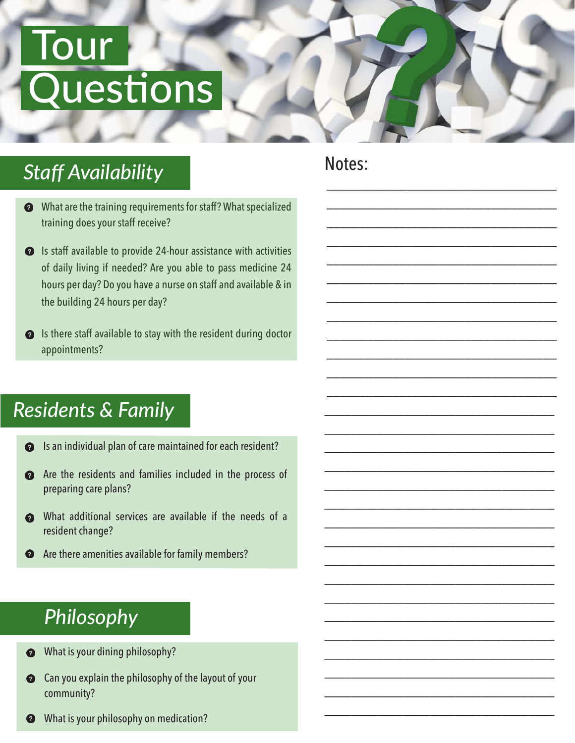# Tour Questions

## *Staff Availability*

- What are the training requirements for staff? What specialized training does your staff receive?
- Is staff available to provide 24-hour assistance with activities of daily living if needed? Are you able to pass medicine 24 hours per day? Do you have a nurse on staff and available & in the building 24 hours per day?
- Is there staff available to stay with the resident during doctor appointments?

## *Residents & Family*

- Is an individual plan of care maintained for each resident?
- Are the residents and families included in the process of preparing care plans?
- What additional services are available if the needs of a resident change?
- Are there amenities available for family members?

## *Philosophy*

- What is your dining philosophy?
- Can you explain the philosophy of the layout of your community?
- What is your philosophy on medication?

Notes: